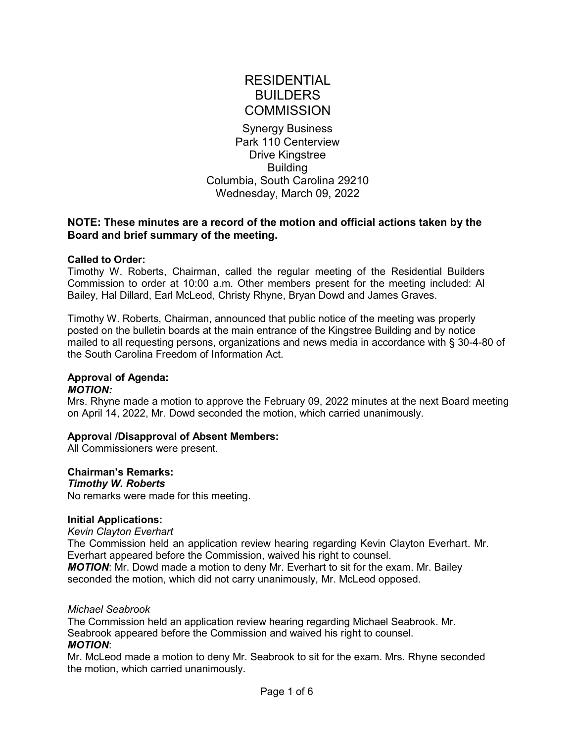# RESIDENTIAL BUILDERS COMMISSION

Synergy Business Park 110 Centerview Drive Kingstree Building
Columbia, South Carolina 29210
Wednesday, March 09, 2022

**NOTE: These minutes are a record of the motion and official actions taken by the Board and brief summary of the meeting.**

**Called to Order:**
Timothy W. Roberts, Chairman, called the regular meeting of the Residential Builders Commission to order at 10:00 a.m. Other members present for the meeting included: Al Bailey, Hal Dillard, Earl McLeod, Christy Rhyne, Bryan Dowd and James Graves.

Timothy W. Roberts, Chairman, announced that public notice of the meeting was properly posted on the bulletin boards at the main entrance of the Kingstree Building and by notice mailed to all requesting persons, organizations and news media in accordance with § 30-4-80 of the South Carolina Freedom of Information Act.

**Approval of Agenda:**
***MOTION:***
Mrs. Rhyne made a motion to approve the February 09, 2022 minutes at the next Board meeting on April 14, 2022, Mr. Dowd seconded the motion, which carried unanimously.

**Approval /Disapproval of Absent Members:**
All Commissioners were present.

**Chairman's Remarks:**
***Timothy W. Roberts***
No remarks were made for this meeting.

**Initial Applications:**
*Kevin Clayton Everhart*
The Commission held an application review hearing regarding Kevin Clayton Everhart. Mr. Everhart appeared before the Commission, waived his right to counsel.
***MOTION***: Mr. Dowd made a motion to deny Mr. Everhart to sit for the exam. Mr. Bailey seconded the motion, which did not carry unanimously, Mr. McLeod opposed.

*Michael Seabrook*
The Commission held an application review hearing regarding Michael Seabrook. Mr. Seabrook appeared before the Commission and waived his right to counsel.
***MOTION***:
Mr. McLeod made a motion to deny Mr. Seabrook to sit for the exam. Mrs. Rhyne seconded the motion, which carried unanimously.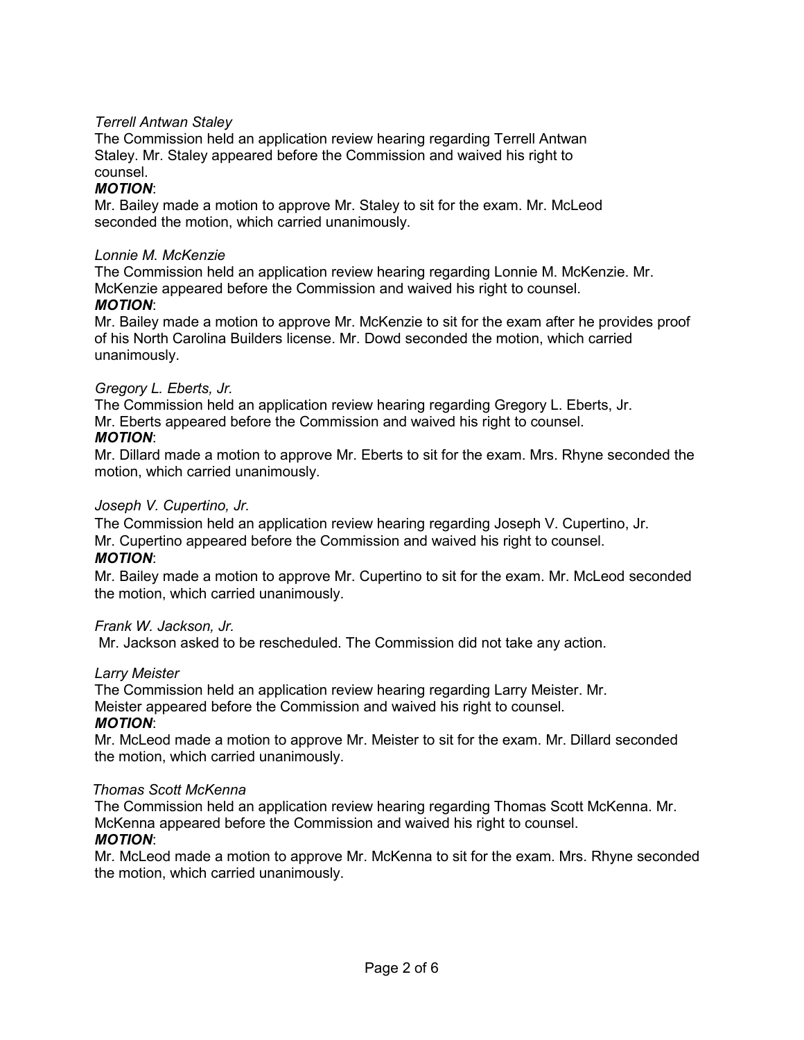*Terrell Antwan Staley*

The Commission held an application review hearing regarding Terrell Antwan Staley. Mr. Staley appeared before the Commission and waived his right to counsel.

***MOTION***:

Mr. Bailey made a motion to approve Mr. Staley to sit for the exam. Mr. McLeod seconded the motion, which carried unanimously.

*Lonnie M. McKenzie*

The Commission held an application review hearing regarding Lonnie M. McKenzie. Mr. McKenzie appeared before the Commission and waived his right to counsel.

***MOTION***:

Mr. Bailey made a motion to approve Mr. McKenzie to sit for the exam after he provides proof of his North Carolina Builders license. Mr. Dowd seconded the motion, which carried unanimously.

*Gregory L. Eberts, Jr.*

The Commission held an application review hearing regarding Gregory L. Eberts, Jr. Mr. Eberts appeared before the Commission and waived his right to counsel.

***MOTION***:

Mr. Dillard made a motion to approve Mr. Eberts to sit for the exam. Mrs. Rhyne seconded the motion, which carried unanimously.

*Joseph V. Cupertino, Jr.*

The Commission held an application review hearing regarding Joseph V. Cupertino, Jr. Mr. Cupertino appeared before the Commission and waived his right to counsel.

***MOTION***:

Mr. Bailey made a motion to approve Mr. Cupertino to sit for the exam. Mr. McLeod seconded the motion, which carried unanimously.

*Frank W. Jackson, Jr.*

Mr. Jackson asked to be rescheduled. The Commission did not take any action.

*Larry Meister*

The Commission held an application review hearing regarding Larry Meister. Mr. Meister appeared before the Commission and waived his right to counsel.

***MOTION***:

Mr. McLeod made a motion to approve Mr. Meister to sit for the exam. Mr. Dillard seconded the motion, which carried unanimously.

*Thomas Scott McKenna*

The Commission held an application review hearing regarding Thomas Scott McKenna. Mr. McKenna appeared before the Commission and waived his right to counsel.

***MOTION***:

Mr. McLeod made a motion to approve Mr. McKenna to sit for the exam. Mrs. Rhyne seconded the motion, which carried unanimously.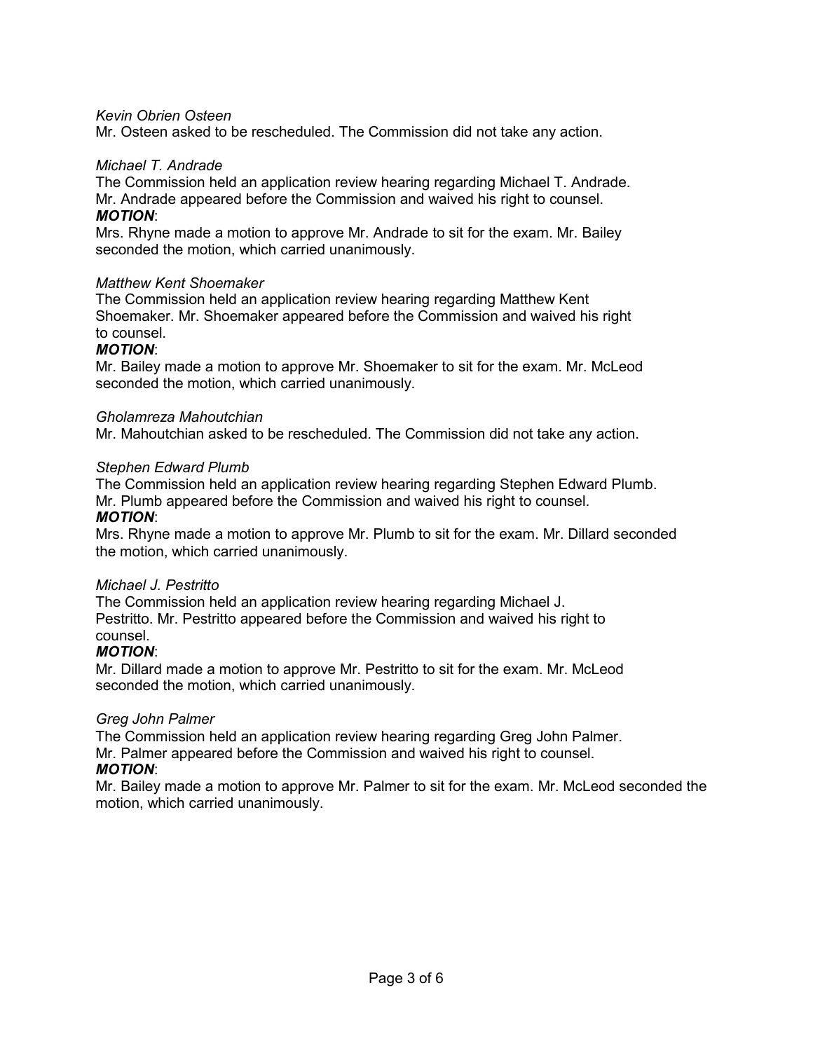*Kevin Obrien Osteen*
Mr. Osteen asked to be rescheduled. The Commission did not take any action.

*Michael T. Andrade*
The Commission held an application review hearing regarding Michael T. Andrade. Mr. Andrade appeared before the Commission and waived his right to counsel.
***MOTION***:
Mrs. Rhyne made a motion to approve Mr. Andrade to sit for the exam. Mr. Bailey seconded the motion, which carried unanimously.

*Matthew Kent Shoemaker*
The Commission held an application review hearing regarding Matthew Kent Shoemaker. Mr. Shoemaker appeared before the Commission and waived his right to counsel.
***MOTION***:
Mr. Bailey made a motion to approve Mr. Shoemaker to sit for the exam. Mr. McLeod seconded the motion, which carried unanimously.

*Gholamreza Mahoutchian*
Mr. Mahoutchian asked to be rescheduled. The Commission did not take any action.

*Stephen Edward Plumb*
The Commission held an application review hearing regarding Stephen Edward Plumb. Mr. Plumb appeared before the Commission and waived his right to counsel.
***MOTION***:
Mrs. Rhyne made a motion to approve Mr. Plumb to sit for the exam. Mr. Dillard seconded the motion, which carried unanimously.

*Michael J. Pestritto*
The Commission held an application review hearing regarding Michael J. Pestritto. Mr. Pestritto appeared before the Commission and waived his right to counsel.
***MOTION***:
Mr. Dillard made a motion to approve Mr. Pestritto to sit for the exam. Mr. McLeod seconded the motion, which carried unanimously.

*Greg John Palmer*
The Commission held an application review hearing regarding Greg John Palmer. Mr. Palmer appeared before the Commission and waived his right to counsel.
***MOTION***:
Mr. Bailey made a motion to approve Mr. Palmer to sit for the exam. Mr. McLeod seconded the motion, which carried unanimously.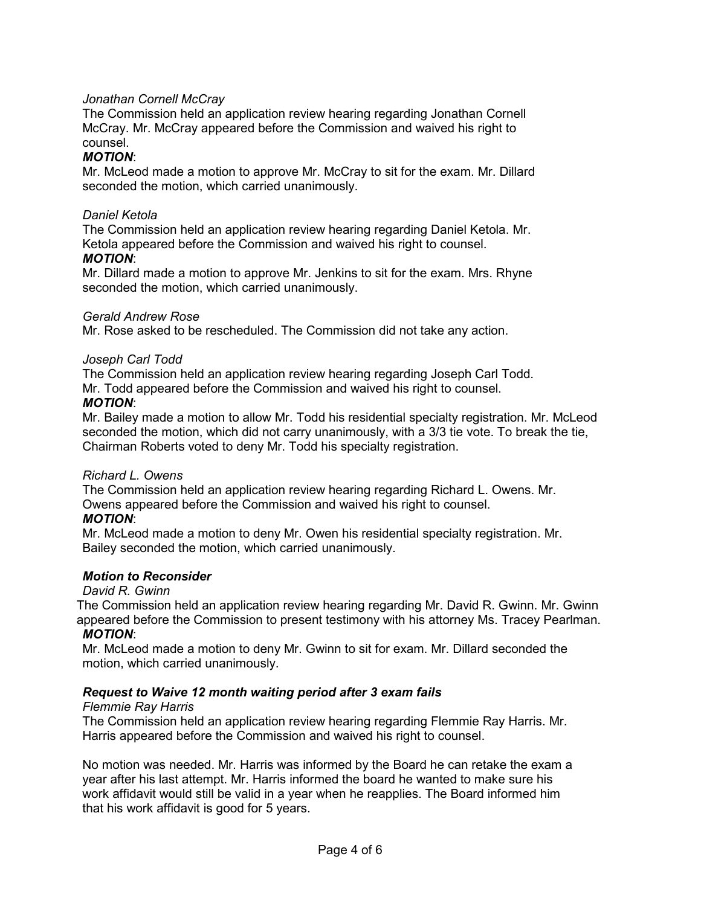*Jonathan Cornell McCray*

The Commission held an application review hearing regarding Jonathan Cornell McCray. Mr. McCray appeared before the Commission and waived his right to counsel.

***MOTION***:

Mr. McLeod made a motion to approve Mr. McCray to sit for the exam. Mr. Dillard seconded the motion, which carried unanimously.

*Daniel Ketola*

The Commission held an application review hearing regarding Daniel Ketola. Mr. Ketola appeared before the Commission and waived his right to counsel.

***MOTION***:

Mr. Dillard made a motion to approve Mr. Jenkins to sit for the exam. Mrs. Rhyne seconded the motion, which carried unanimously.

*Gerald Andrew Rose*

Mr. Rose asked to be rescheduled. The Commission did not take any action.

*Joseph Carl Todd*

The Commission held an application review hearing regarding Joseph Carl Todd. Mr. Todd appeared before the Commission and waived his right to counsel.

***MOTION***:

Mr. Bailey made a motion to allow Mr. Todd his residential specialty registration. Mr. McLeod seconded the motion, which did not carry unanimously, with a 3/3 tie vote. To break the tie, Chairman Roberts voted to deny Mr. Todd his specialty registration.

*Richard L. Owens*

The Commission held an application review hearing regarding Richard L. Owens. Mr. Owens appeared before the Commission and waived his right to counsel.

***MOTION***:

Mr. McLeod made a motion to deny Mr. Owen his residential specialty registration. Mr. Bailey seconded the motion, which carried unanimously.

***Motion to Reconsider***

*David R. Gwinn*

The Commission held an application review hearing regarding Mr. David R. Gwinn. Mr. Gwinn appeared before the Commission to present testimony with his attorney Ms. Tracey Pearlman.

***MOTION***:

Mr. McLeod made a motion to deny Mr. Gwinn to sit for exam. Mr. Dillard seconded the motion, which carried unanimously.

***Request to Waive 12 month waiting period after 3 exam fails***

*Flemmie Ray Harris*

The Commission held an application review hearing regarding Flemmie Ray Harris. Mr. Harris appeared before the Commission and waived his right to counsel.

No motion was needed. Mr. Harris was informed by the Board he can retake the exam a year after his last attempt. Mr. Harris informed the board he wanted to make sure his work affidavit would still be valid in a year when he reapplies. The Board informed him that his work affidavit is good for 5 years.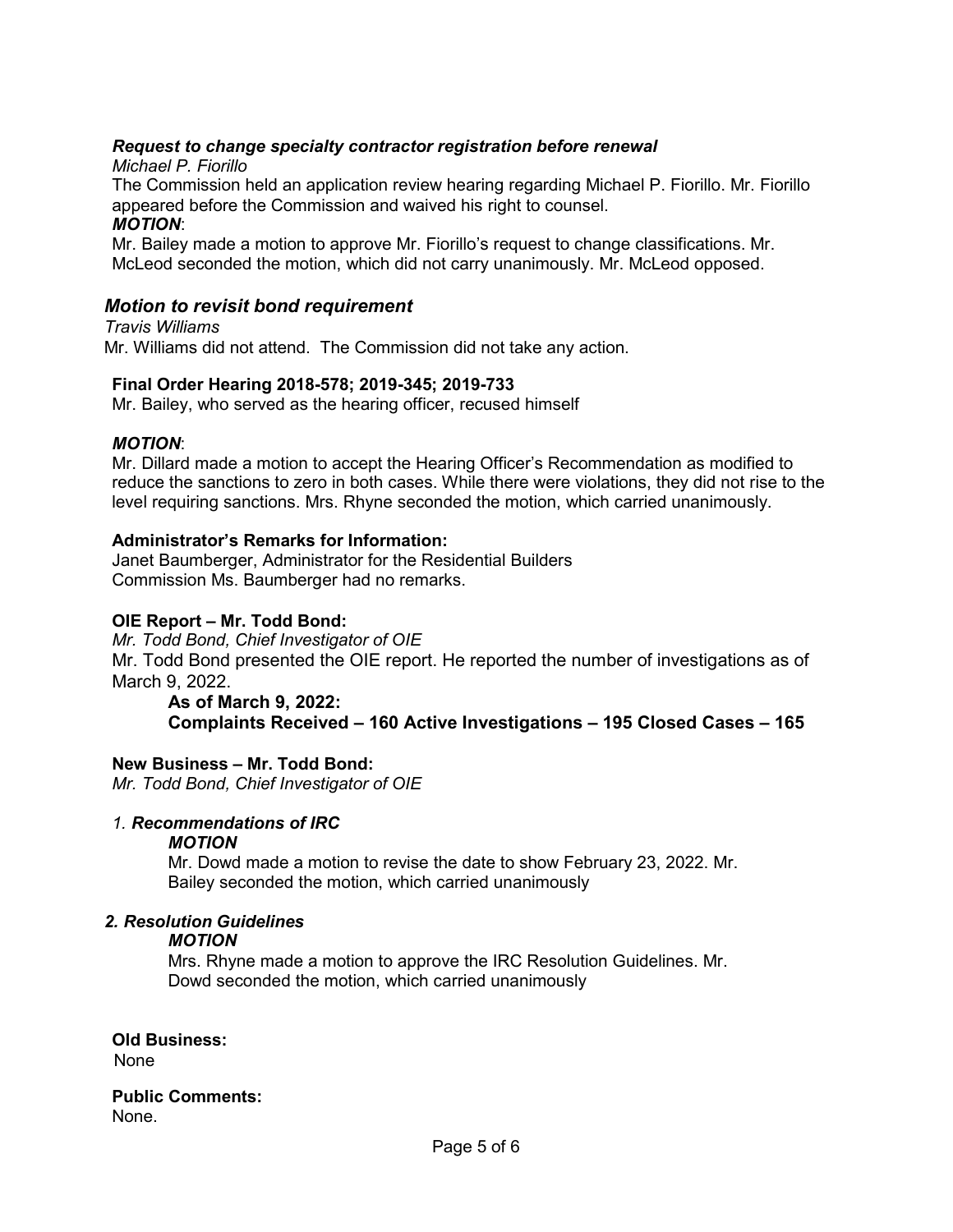***Request to change specialty contractor registration before renewal***

*Michael P. Fiorillo*

The Commission held an application review hearing regarding Michael P. Fiorillo. Mr. Fiorillo appeared before the Commission and waived his right to counsel.

***MOTION***:

Mr. Bailey made a motion to approve Mr. Fiorillo's request to change classifications. Mr. McLeod seconded the motion, which did not carry unanimously. Mr. McLeod opposed.

## *Motion to revisit bond requirement*

*Travis Williams*

Mr. Williams did not attend. The Commission did not take any action.

**Final Order Hearing 2018-578; 2019-345; 2019-733**

Mr. Bailey, who served as the hearing officer, recused himself

***MOTION***:

Mr. Dillard made a motion to accept the Hearing Officer's Recommendation as modified to reduce the sanctions to zero in both cases. While there were violations, they did not rise to the level requiring sanctions. Mrs. Rhyne seconded the motion, which carried unanimously.

**Administrator's Remarks for Information:**

Janet Baumberger, Administrator for the Residential Builders Commission Ms. Baumberger had no remarks.

**OIE Report – Mr. Todd Bond:**

*Mr. Todd Bond, Chief Investigator of OIE*

Mr. Todd Bond presented the OIE report. He reported the number of investigations as of March 9, 2022.

**As of March 9, 2022:**

**Complaints Received – 160 Active Investigations – 195 Closed Cases – 165**

**New Business – Mr. Todd Bond:**

*Mr. Todd Bond, Chief Investigator of OIE*

*1.* ***Recommendations of IRC***

***MOTION***

Mr. Dowd made a motion to revise the date to show February 23, 2022. Mr. Bailey seconded the motion, which carried unanimously

***2. Resolution Guidelines***

***MOTION***

Mrs. Rhyne made a motion to approve the IRC Resolution Guidelines. Mr. Dowd seconded the motion, which carried unanimously

**Old Business:**

None

**Public Comments:**

None.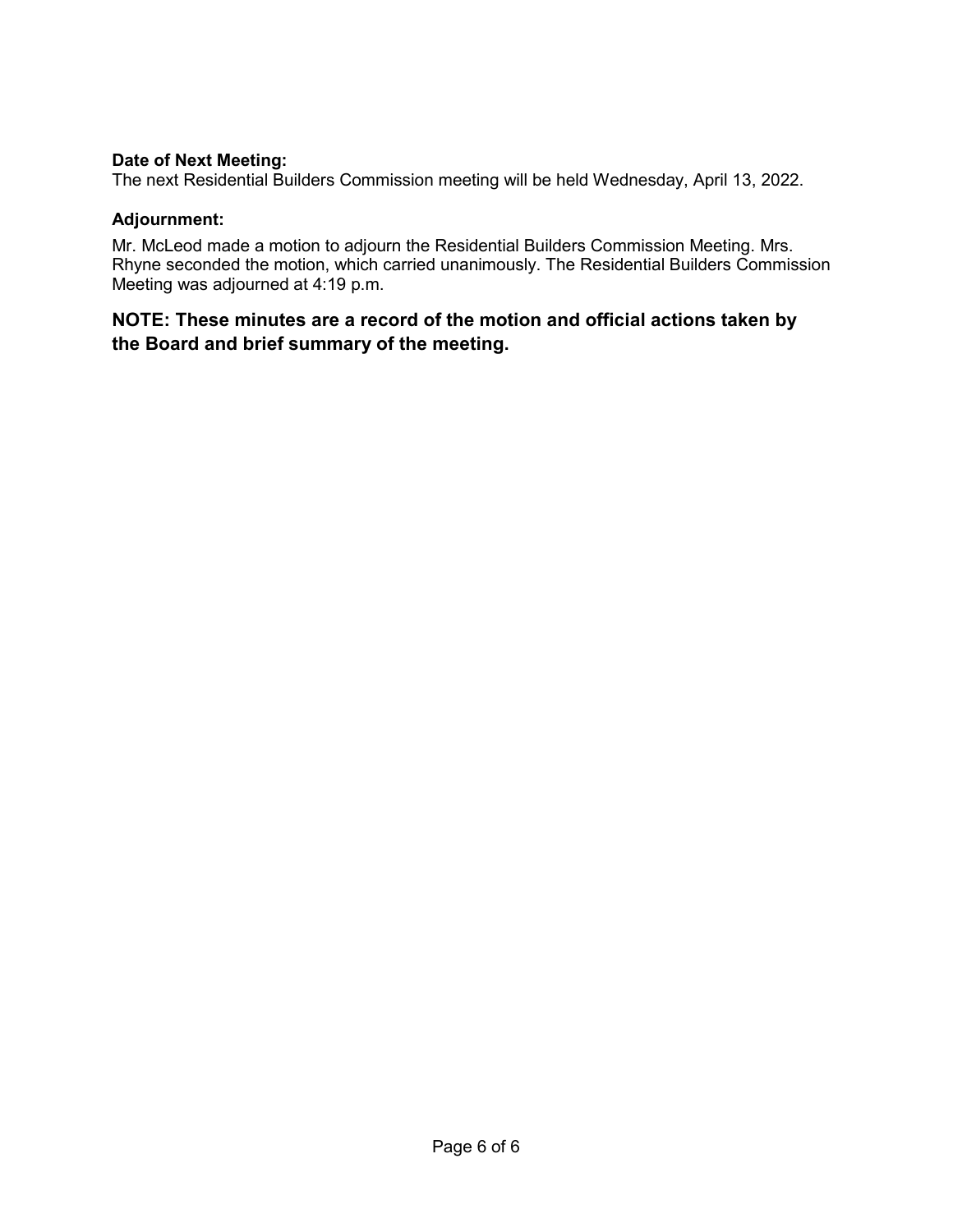**Date of Next Meeting:**
The next Residential Builders Commission meeting will be held Wednesday, April 13, 2022.

**Adjournment:**

Mr. McLeod made a motion to adjourn the Residential Builders Commission Meeting. Mrs. Rhyne seconded the motion, which carried unanimously. The Residential Builders Commission Meeting was adjourned at 4:19 p.m.

**NOTE: These minutes are a record of the motion and official actions taken by the Board and brief summary of the meeting.**